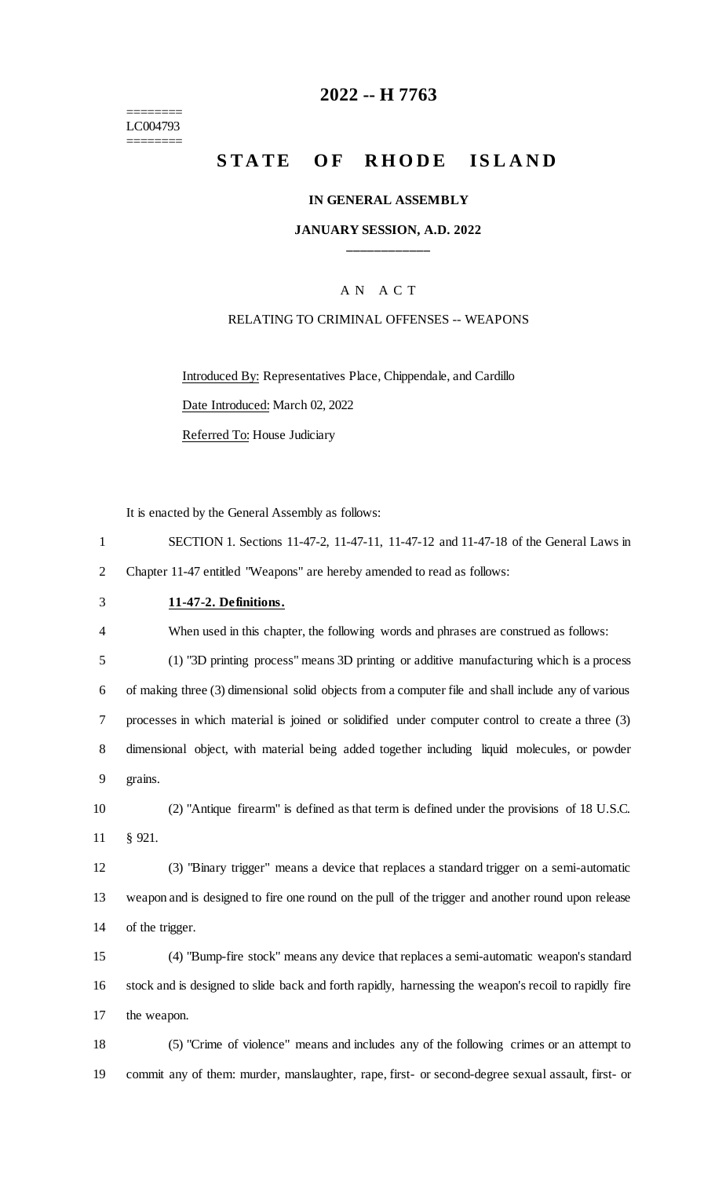# 2022 -- H 7763

========
LC004793
========

## STATE OF RHODE ISLAND

### IN GENERAL ASSEMBLY

### JANUARY SESSION, A.D. 2022

____________

A N A C T

RELATING TO CRIMINAL OFFENSES -- WEAPONS

Introduced By: Representatives Place, Chippendale, and Cardillo

Date Introduced: March 02, 2022

Referred To: House Judiciary

It is enacted by the General Assembly as follows:

SECTION 1. Sections 11-47-2, 11-47-11, 11-47-12 and 11-47-18 of the General Laws in Chapter 11-47 entitled "Weapons" are hereby amended to read as follows:

**11-47-2. Definitions.**

When used in this chapter, the following words and phrases are construed as follows:

(1) "3D printing process" means 3D printing or additive manufacturing which is a process of making three (3) dimensional solid objects from a computer file and shall include any of various processes in which material is joined or solidified under computer control to create a three (3) dimensional object, with material being added together including liquid molecules, or powder grains.

(2) "Antique firearm" is defined as that term is defined under the provisions of 18 U.S.C. § 921.

(3) "Binary trigger" means a device that replaces a standard trigger on a semi-automatic weapon and is designed to fire one round on the pull of the trigger and another round upon release of the trigger.

(4) "Bump-fire stock" means any device that replaces a semi-automatic weapon's standard stock and is designed to slide back and forth rapidly, harnessing the weapon's recoil to rapidly fire the weapon.

(5) "Crime of violence" means and includes any of the following crimes or an attempt to commit any of them: murder, manslaughter, rape, first- or second-degree sexual assault, first- or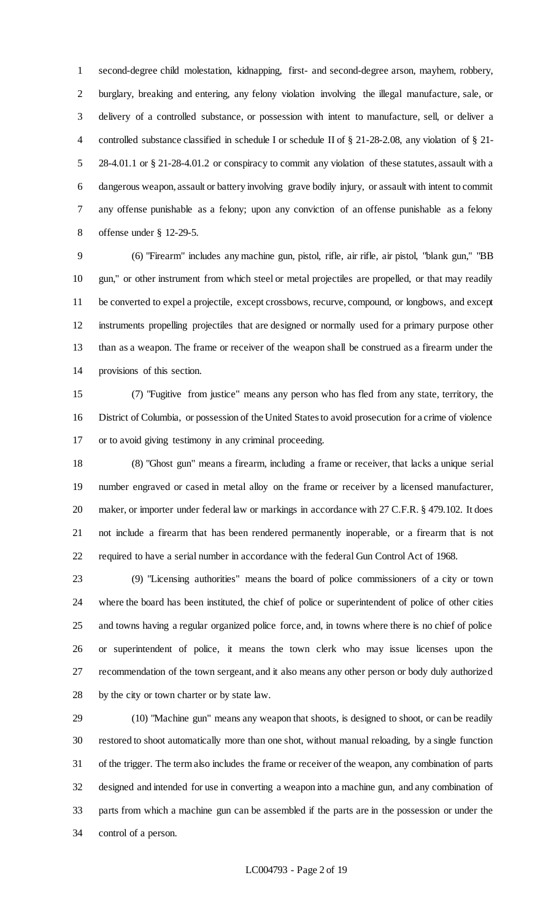second-degree child molestation, kidnapping, first- and second-degree arson, mayhem, robbery, burglary, breaking and entering, any felony violation involving the illegal manufacture, sale, or delivery of a controlled substance, or possession with intent to manufacture, sell, or deliver a controlled substance classified in schedule I or schedule II of § 21-28-2.08, any violation of § 21-28-4.01.1 or § 21-28-4.01.2 or conspiracy to commit any violation of these statutes, assault with a dangerous weapon, assault or battery involving grave bodily injury, or assault with intent to commit any offense punishable as a felony; upon any conviction of an offense punishable as a felony offense under § 12-29-5.

(6) "Firearm" includes any machine gun, pistol, rifle, air rifle, air pistol, "blank gun," "BB gun," or other instrument from which steel or metal projectiles are propelled, or that may readily be converted to expel a projectile, except crossbows, recurve, compound, or longbows, and except instruments propelling projectiles that are designed or normally used for a primary purpose other than as a weapon. The frame or receiver of the weapon shall be construed as a firearm under the provisions of this section.

(7) "Fugitive from justice" means any person who has fled from any state, territory, the District of Columbia, or possession of the United States to avoid prosecution for a crime of violence or to avoid giving testimony in any criminal proceeding.

(8) "Ghost gun" means a firearm, including a frame or receiver, that lacks a unique serial number engraved or cased in metal alloy on the frame or receiver by a licensed manufacturer, maker, or importer under federal law or markings in accordance with 27 C.F.R. § 479.102. It does not include a firearm that has been rendered permanently inoperable, or a firearm that is not required to have a serial number in accordance with the federal Gun Control Act of 1968.

(9) "Licensing authorities" means the board of police commissioners of a city or town where the board has been instituted, the chief of police or superintendent of police of other cities and towns having a regular organized police force, and, in towns where there is no chief of police or superintendent of police, it means the town clerk who may issue licenses upon the recommendation of the town sergeant, and it also means any other person or body duly authorized by the city or town charter or by state law.

(10) "Machine gun" means any weapon that shoots, is designed to shoot, or can be readily restored to shoot automatically more than one shot, without manual reloading, by a single function of the trigger. The term also includes the frame or receiver of the weapon, any combination of parts designed and intended for use in converting a weapon into a machine gun, and any combination of parts from which a machine gun can be assembled if the parts are in the possession or under the control of a person.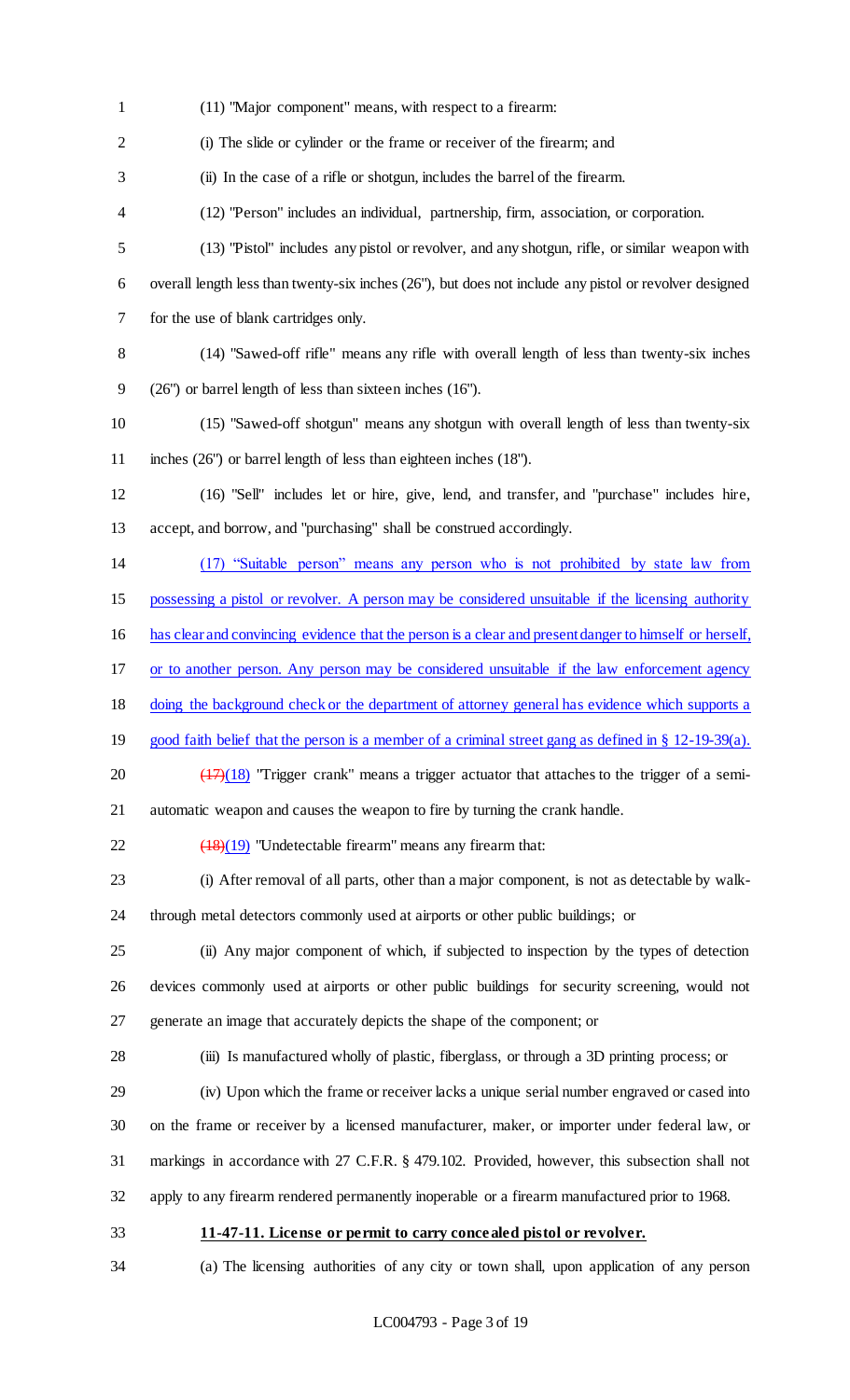(11) "Major component" means, with respect to a firearm:

(i) The slide or cylinder or the frame or receiver of the firearm; and

(ii) In the case of a rifle or shotgun, includes the barrel of the firearm.

(12) "Person" includes an individual, partnership, firm, association, or corporation.

(13) "Pistol" includes any pistol or revolver, and any shotgun, rifle, or similar weapon with overall length less than twenty-six inches (26"), but does not include any pistol or revolver designed for the use of blank cartridges only.

(14) "Sawed-off rifle" means any rifle with overall length of less than twenty-six inches (26") or barrel length of less than sixteen inches (16").

(15) "Sawed-off shotgun" means any shotgun with overall length of less than twenty-six inches (26") or barrel length of less than eighteen inches (18").

(16) "Sell" includes let or hire, give, lend, and transfer, and "purchase" includes hire, accept, and borrow, and "purchasing" shall be construed accordingly.

<u>(17) “Suitable person” means any person who is not prohibited by state law from possessing a pistol or revolver. A person may be considered unsuitable if the licensing authority has clear and convincing evidence that the person is a clear and present danger to himself or herself, or to another person. Any person may be considered unsuitable if the law enforcement agency doing the background check or the department of attorney general has evidence which supports a good faith belief that the person is a member of a criminal street gang as defined in § 12-19-39(a).</u>

~~(17)~~<u>(18)</u> "Trigger crank" means a trigger actuator that attaches to the trigger of a semi-automatic weapon and causes the weapon to fire by turning the crank handle.

~~(18)~~<u>(19)</u> "Undetectable firearm" means any firearm that:

(i) After removal of all parts, other than a major component, is not as detectable by walk-through metal detectors commonly used at airports or other public buildings; or

(ii) Any major component of which, if subjected to inspection by the types of detection devices commonly used at airports or other public buildings for security screening, would not generate an image that accurately depicts the shape of the component; or

(iii) Is manufactured wholly of plastic, fiberglass, or through a 3D printing process; or

(iv) Upon which the frame or receiver lacks a unique serial number engraved or cased into on the frame or receiver by a licensed manufacturer, maker, or importer under federal law, or markings in accordance with 27 C.F.R. § 479.102. Provided, however, this subsection shall not apply to any firearm rendered permanently inoperable or a firearm manufactured prior to 1968.

**<u>11-47-11. License or permit to carry concealed pistol or revolver.</u>**

(a) The licensing authorities of any city or town shall, upon application of any person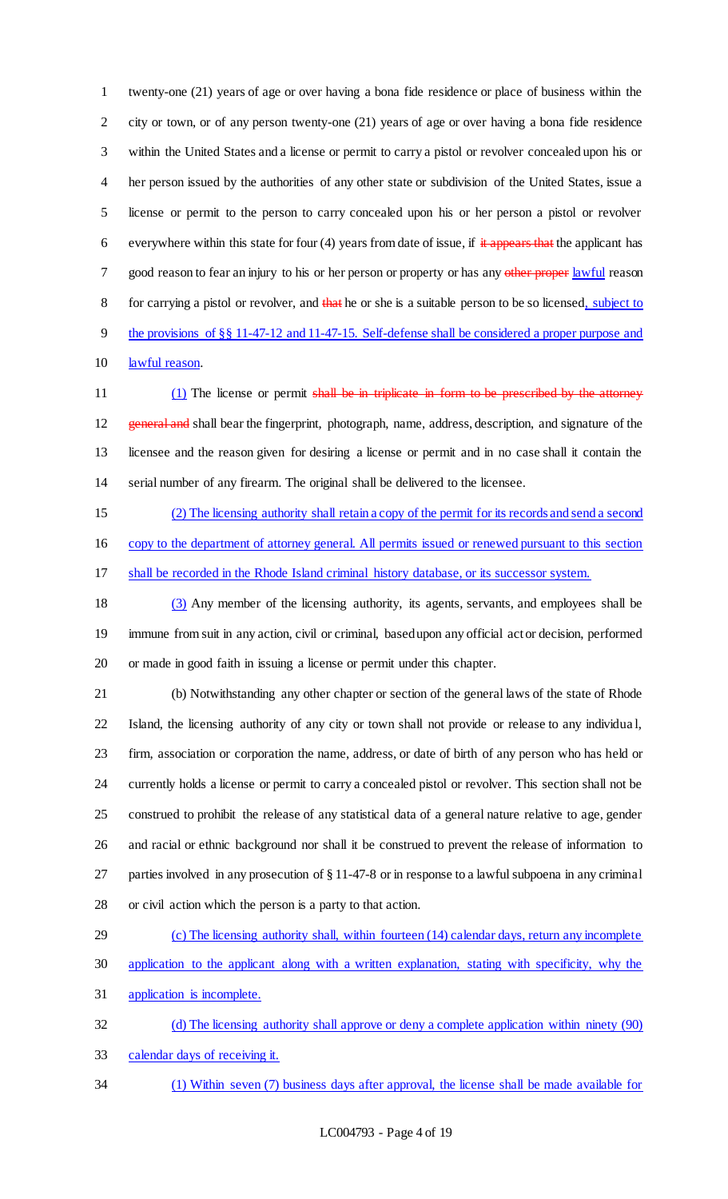twenty-one (21) years of age or over having a bona fide residence or place of business within the city or town, or of any person twenty-one (21) years of age or over having a bona fide residence within the United States and a license or permit to carry a pistol or revolver concealed upon his or her person issued by the authorities of any other state or subdivision of the United States, issue a license or permit to the person to carry concealed upon his or her person a pistol or revolver everywhere within this state for four (4) years from date of issue, if ~~it appears that~~ the applicant has good reason to fear an injury to his or her person or property or has any ~~other proper~~ lawful reason for carrying a pistol or revolver, and ~~that~~ he or she is a suitable person to be so licensed, subject to the provisions of §§ 11-47-12 and 11-47-15. Self-defense shall be considered a proper purpose and lawful reason.

(1) The license or permit ~~shall be in triplicate in form to be prescribed by the attorney general and~~ shall bear the fingerprint, photograph, name, address, description, and signature of the licensee and the reason given for desiring a license or permit and in no case shall it contain the serial number of any firearm. The original shall be delivered to the licensee.

(2) The licensing authority shall retain a copy of the permit for its records and send a second copy to the department of attorney general. All permits issued or renewed pursuant to this section shall be recorded in the Rhode Island criminal history database, or its successor system.

(3) Any member of the licensing authority, its agents, servants, and employees shall be immune from suit in any action, civil or criminal, based upon any official act or decision, performed or made in good faith in issuing a license or permit under this chapter.

(b) Notwithstanding any other chapter or section of the general laws of the state of Rhode Island, the licensing authority of any city or town shall not provide or release to any individual, firm, association or corporation the name, address, or date of birth of any person who has held or currently holds a license or permit to carry a concealed pistol or revolver. This section shall not be construed to prohibit the release of any statistical data of a general nature relative to age, gender and racial or ethnic background nor shall it be construed to prevent the release of information to parties involved in any prosecution of § 11-47-8 or in response to a lawful subpoena in any criminal or civil action which the person is a party to that action.

(c) The licensing authority shall, within fourteen (14) calendar days, return any incomplete application to the applicant along with a written explanation, stating with specificity, why the application is incomplete.

(d) The licensing authority shall approve or deny a complete application within ninety (90) calendar days of receiving it.

(1) Within seven (7) business days after approval, the license shall be made available for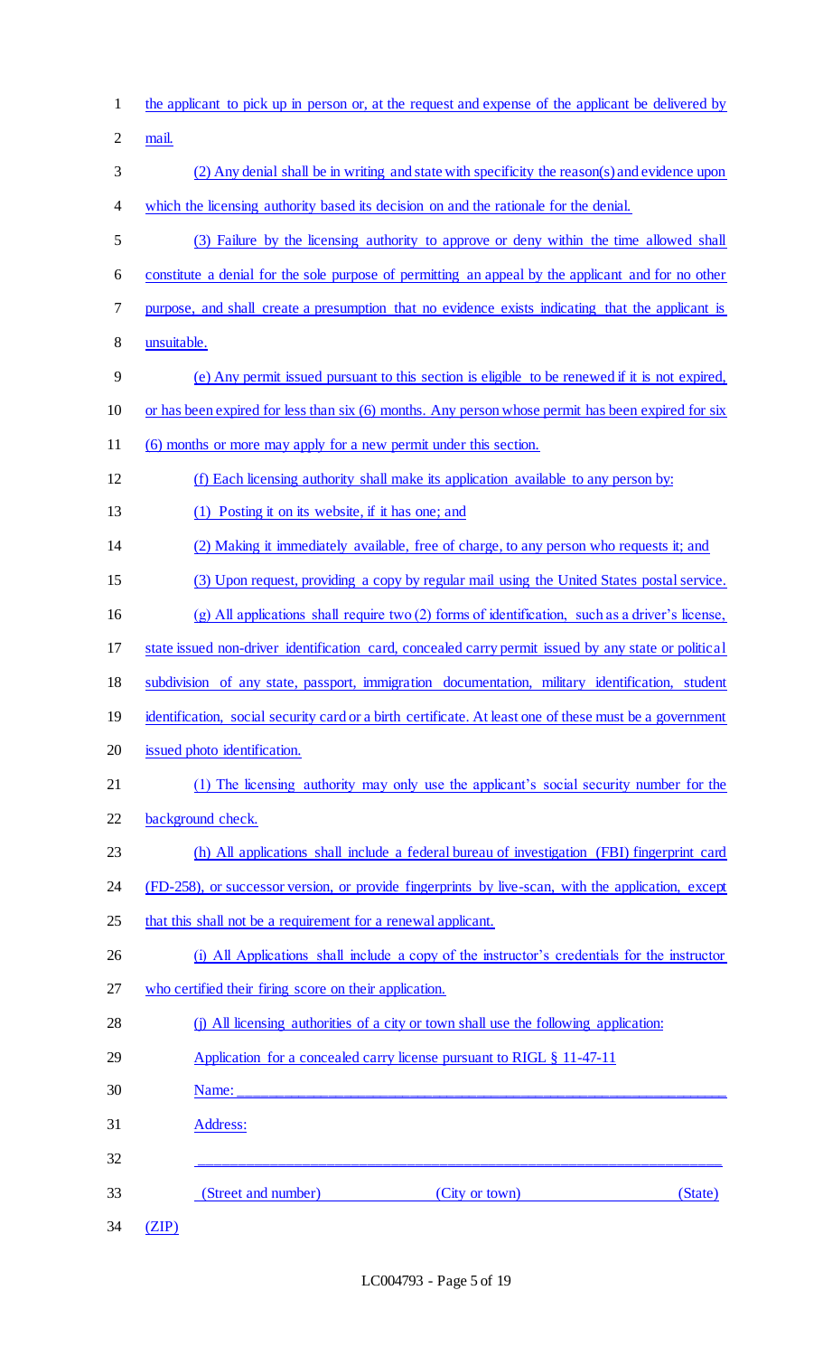the applicant to pick up in person or, at the request and expense of the applicant be delivered by mail.

(2) Any denial shall be in writing and state with specificity the reason(s) and evidence upon which the licensing authority based its decision on and the rationale for the denial.

(3) Failure by the licensing authority to approve or deny within the time allowed shall constitute a denial for the sole purpose of permitting an appeal by the applicant and for no other purpose, and shall create a presumption that no evidence exists indicating that the applicant is unsuitable.

(e) Any permit issued pursuant to this section is eligible to be renewed if it is not expired, or has been expired for less than six (6) months. Any person whose permit has been expired for six (6) months or more may apply for a new permit under this section.

(f) Each licensing authority shall make its application available to any person by:

(1) Posting it on its website, if it has one; and

(2) Making it immediately available, free of charge, to any person who requests it; and

(3) Upon request, providing a copy by regular mail using the United States postal service.

(g) All applications shall require two (2) forms of identification, such as a driver's license, state issued non-driver identification card, concealed carry permit issued by any state or political subdivision of any state, passport, immigration documentation, military identification, student identification, social security card or a birth certificate. At least one of these must be a government issued photo identification.

(1) The licensing authority may only use the applicant's social security number for the background check.

(h) All applications shall include a federal bureau of investigation (FBI) fingerprint card (FD-258), or successor version, or provide fingerprints by live-scan, with the application, except that this shall not be a requirement for a renewal applicant.

(i) All Applications shall include a copy of the instructor's credentials for the instructor who certified their firing score on their application.

(j) All licensing authorities of a city or town shall use the following application:

Application for a concealed carry license pursuant to RIGL § 11-47-11

Name: ______________________________________________________________

Address:

______________________________________________________________

(Street and number) (City or town) (State) (ZIP)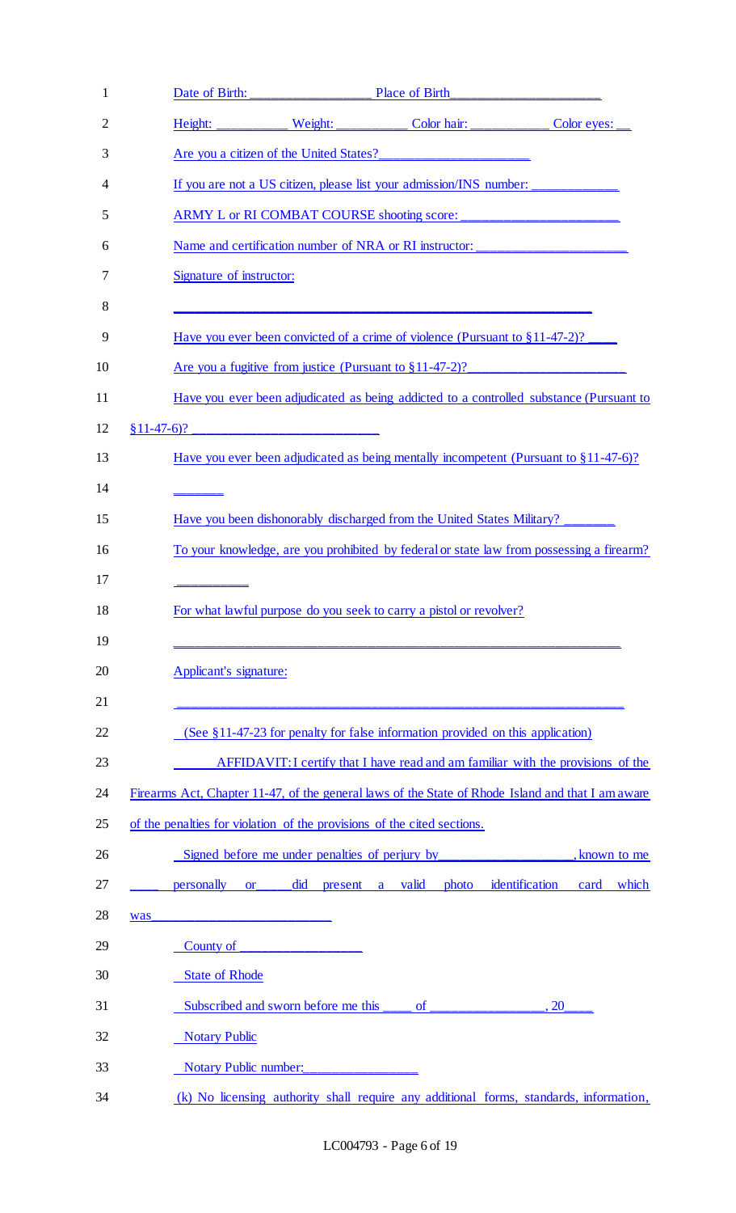Date of Birth: ________________ Place of Birth____________________

Height: __________ Weight: __________ Color hair: ___________ Color eyes: __

Are you a citizen of the United States?____________________

If you are not a US citizen, please list your admission/INS number: ____________

ARMY L or RI COMBAT COURSE shooting score: _____________________

Name and certification number of NRA or RI instructor: ____________________

Signature of instructor:

____________________________________________________________

Have you ever been convicted of a crime of violence (Pursuant to §11-47-2)? ____

Are you a fugitive from justice (Pursuant to §11-47-2)?____________________

Have you ever been adjudicated as being addicted to a controlled substance (Pursuant to §11-47-6)? ________________________

Have you ever been adjudicated as being mentally incompetent (Pursuant to §11-47-6)? _______

Have you been dishonorably discharged from the United States Military? _______

To your knowledge, are you prohibited by federal or state law from possessing a firearm? __________

For what lawful purpose do you seek to carry a pistol or revolver?

____________________________________________________________

Applicant's signature:

____________________________________________________________

(See §11-47-23 for penalty for false information provided on this application)

AFFIDAVIT: I certify that I have read and am familiar with the provisions of the Firearms Act, Chapter 11-47, of the general laws of the State of Rhode Island and that I am aware of the penalties for violation of the provisions of the cited sections.

Signed before me under penalties of perjury by__________________, known to me ____ personally or____ did present a valid photo identification card which was________________________

County of ________________

State of Rhode

Subscribed and sworn before me this ____ of ________________, 20____

Notary Public

Notary Public number:________________

(k) No licensing authority shall require any additional forms, standards, information,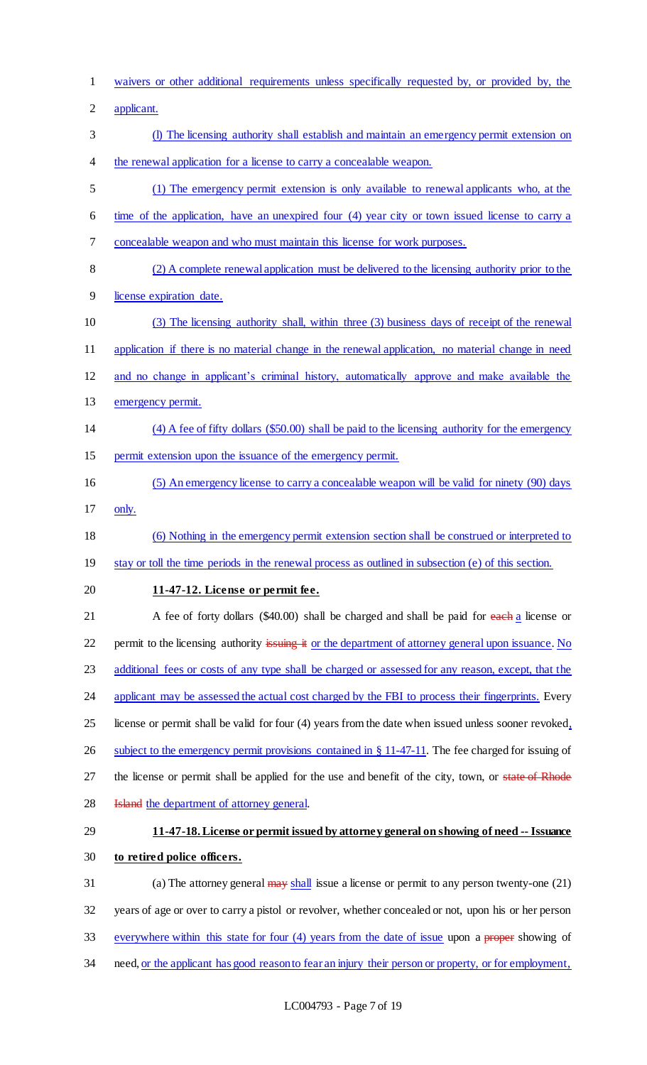waivers or other additional requirements unless specifically requested by, or provided by, the applicant.

(l) The licensing authority shall establish and maintain an emergency permit extension on the renewal application for a license to carry a concealable weapon.

(1) The emergency permit extension is only available to renewal applicants who, at the time of the application, have an unexpired four (4) year city or town issued license to carry a concealable weapon and who must maintain this license for work purposes.

(2) A complete renewal application must be delivered to the licensing authority prior to the license expiration date.

(3) The licensing authority shall, within three (3) business days of receipt of the renewal application if there is no material change in the renewal application, no material change in need and no change in applicant's criminal history, automatically approve and make available the emergency permit.

(4) A fee of fifty dollars ($50.00) shall be paid to the licensing authority for the emergency permit extension upon the issuance of the emergency permit.

(5) An emergency license to carry a concealable weapon will be valid for ninety (90) days only.

(6) Nothing in the emergency permit extension section shall be construed or interpreted to stay or toll the time periods in the renewal process as outlined in subsection (e) of this section.

**11-47-12. License or permit fee.**

A fee of forty dollars ($40.00) shall be charged and shall be paid for ~~each~~ a license or permit to the licensing authority ~~issuing it~~ or the department of attorney general upon issuance. No additional fees or costs of any type shall be charged or assessed for any reason, except, that the applicant may be assessed the actual cost charged by the FBI to process their fingerprints. Every license or permit shall be valid for four (4) years from the date when issued unless sooner revoked, subject to the emergency permit provisions contained in § 11-47-11. The fee charged for issuing of the license or permit shall be applied for the use and benefit of the city, town, or ~~state of Rhode Island~~ the department of attorney general.

**11-47-18. License or permit issued by attorney general on showing of need -- Issuance to retired police officers.**

(a) The attorney general ~~may~~ shall issue a license or permit to any person twenty-one (21) years of age or over to carry a pistol or revolver, whether concealed or not, upon his or her person everywhere within this state for four (4) years from the date of issue upon a ~~proper~~ showing of need, or the applicant has good reason to fear an injury their person or property, or for employment,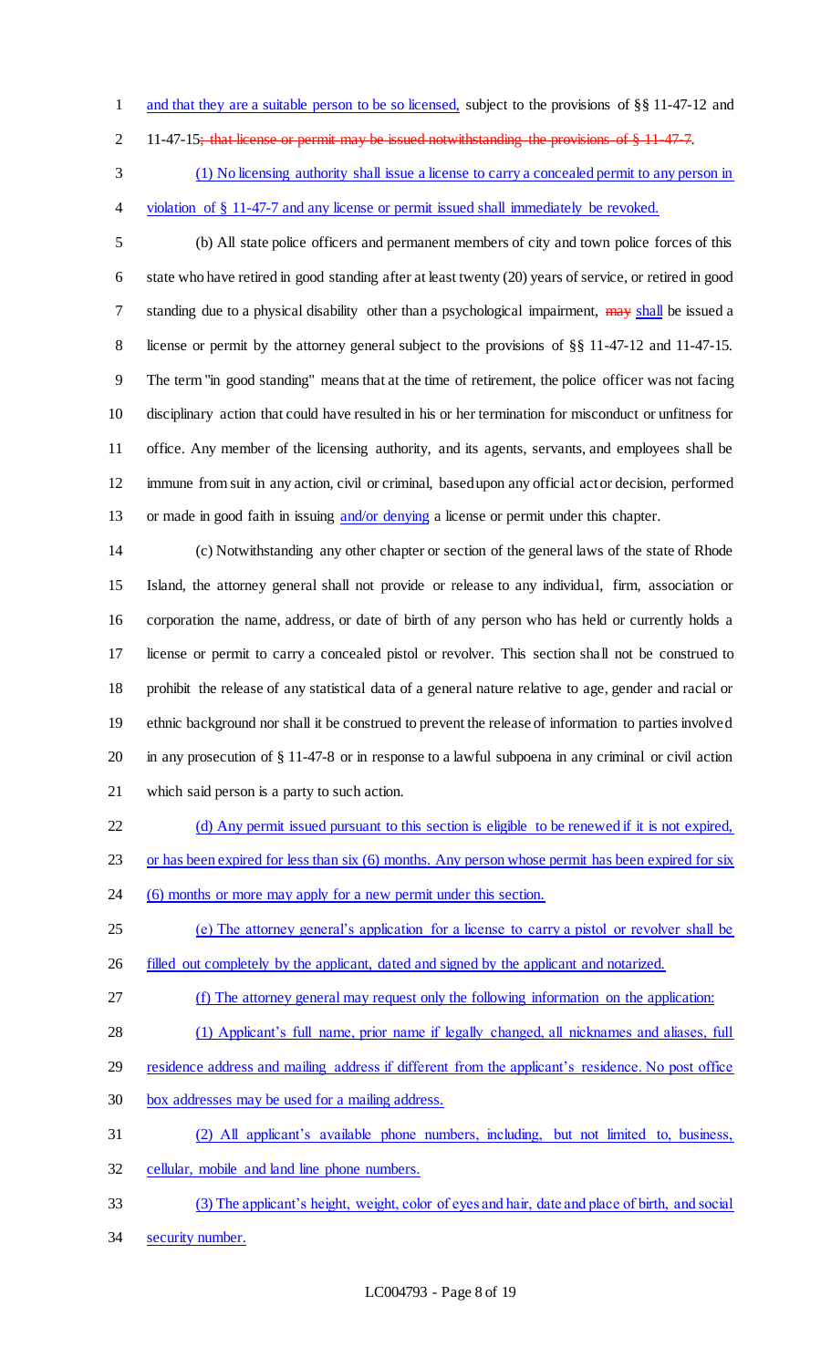and that they are a suitable person to be so licensed, subject to the provisions of §§ 11-47-12 and 11-47-15; that license or permit may be issued notwithstanding the provisions of § 11-47-7.

(1) No licensing authority shall issue a license to carry a concealed permit to any person in violation of § 11-47-7 and any license or permit issued shall immediately be revoked.

(b) All state police officers and permanent members of city and town police forces of this state who have retired in good standing after at least twenty (20) years of service, or retired in good standing due to a physical disability other than a psychological impairment, may shall be issued a license or permit by the attorney general subject to the provisions of §§ 11-47-12 and 11-47-15. The term "in good standing" means that at the time of retirement, the police officer was not facing disciplinary action that could have resulted in his or her termination for misconduct or unfitness for office. Any member of the licensing authority, and its agents, servants, and employees shall be immune from suit in any action, civil or criminal, based upon any official act or decision, performed or made in good faith in issuing and/or denying a license or permit under this chapter.

(c) Notwithstanding any other chapter or section of the general laws of the state of Rhode Island, the attorney general shall not provide or release to any individual, firm, association or corporation the name, address, or date of birth of any person who has held or currently holds a license or permit to carry a concealed pistol or revolver. This section shall not be construed to prohibit the release of any statistical data of a general nature relative to age, gender and racial or ethnic background nor shall it be construed to prevent the release of information to parties involved in any prosecution of § 11-47-8 or in response to a lawful subpoena in any criminal or civil action which said person is a party to such action.

(d) Any permit issued pursuant to this section is eligible to be renewed if it is not expired, or has been expired for less than six (6) months. Any person whose permit has been expired for six (6) months or more may apply for a new permit under this section.

(e) The attorney general's application for a license to carry a pistol or revolver shall be filled out completely by the applicant, dated and signed by the applicant and notarized.

(f) The attorney general may request only the following information on the application:

(1) Applicant's full name, prior name if legally changed, all nicknames and aliases, full residence address and mailing address if different from the applicant's residence. No post office box addresses may be used for a mailing address.

(2) All applicant's available phone numbers, including, but not limited to, business, cellular, mobile and land line phone numbers.

(3) The applicant's height, weight, color of eyes and hair, date and place of birth, and social security number.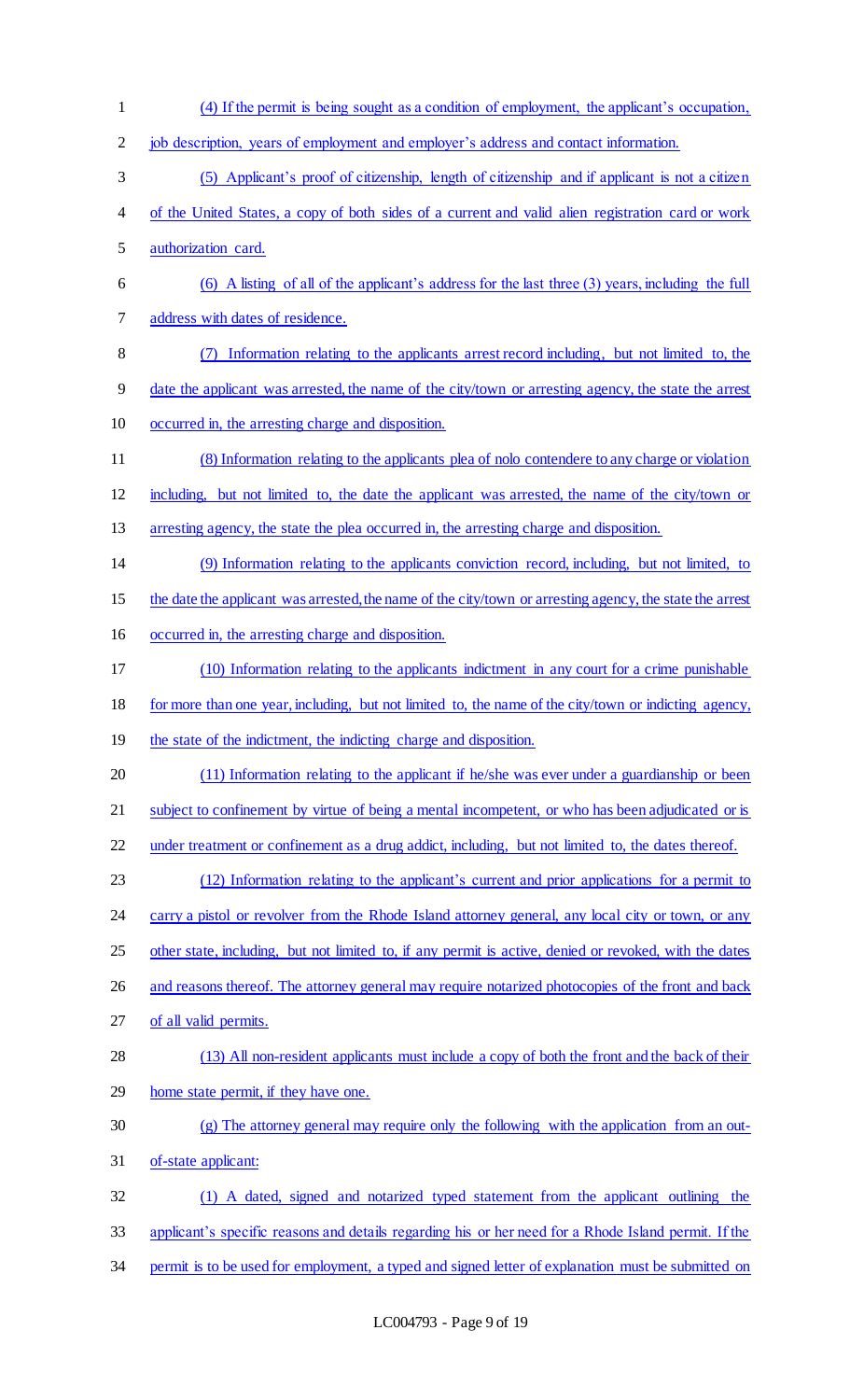(4) If the permit is being sought as a condition of employment, the applicant's occupation, job description, years of employment and employer's address and contact information.

(5) Applicant's proof of citizenship, length of citizenship and if applicant is not a citizen of the United States, a copy of both sides of a current and valid alien registration card or work authorization card.

(6) A listing of all of the applicant's address for the last three (3) years, including the full address with dates of residence.

(7) Information relating to the applicants arrest record including, but not limited to, the date the applicant was arrested, the name of the city/town or arresting agency, the state the arrest occurred in, the arresting charge and disposition.

(8) Information relating to the applicants plea of nolo contendere to any charge or violation including, but not limited to, the date the applicant was arrested, the name of the city/town or arresting agency, the state the plea occurred in, the arresting charge and disposition.

(9) Information relating to the applicants conviction record, including, but not limited, to the date the applicant was arrested, the name of the city/town or arresting agency, the state the arrest occurred in, the arresting charge and disposition.

(10) Information relating to the applicants indictment in any court for a crime punishable for more than one year, including, but not limited to, the name of the city/town or indicting agency, the state of the indictment, the indicting charge and disposition.

(11) Information relating to the applicant if he/she was ever under a guardianship or been subject to confinement by virtue of being a mental incompetent, or who has been adjudicated or is under treatment or confinement as a drug addict, including, but not limited to, the dates thereof.

(12) Information relating to the applicant's current and prior applications for a permit to carry a pistol or revolver from the Rhode Island attorney general, any local city or town, or any other state, including, but not limited to, if any permit is active, denied or revoked, with the dates and reasons thereof. The attorney general may require notarized photocopies of the front and back of all valid permits.

(13) All non-resident applicants must include a copy of both the front and the back of their home state permit, if they have one.

(g) The attorney general may require only the following with the application from an out-of-state applicant:

(1) A dated, signed and notarized typed statement from the applicant outlining the applicant's specific reasons and details regarding his or her need for a Rhode Island permit. If the permit is to be used for employment, a typed and signed letter of explanation must be submitted on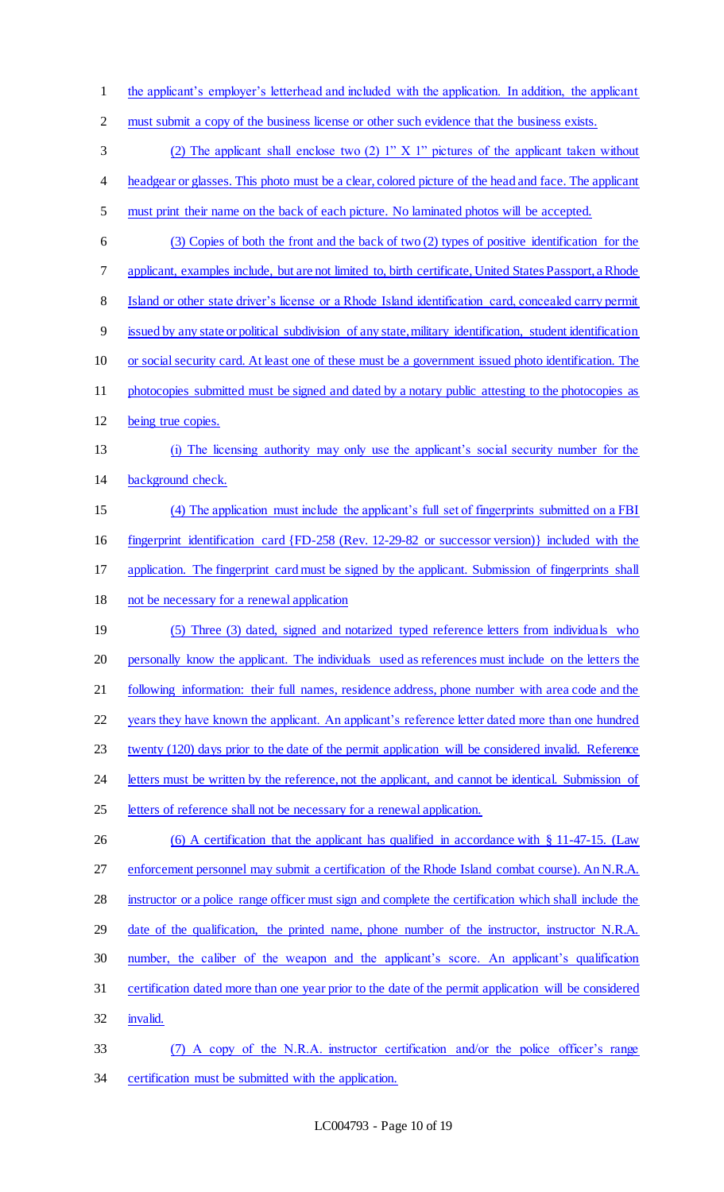the applicant's employer's letterhead and included with the application. In addition, the applicant must submit a copy of the business license or other such evidence that the business exists.

(2) The applicant shall enclose two (2) 1" X 1" pictures of the applicant taken without headgear or glasses. This photo must be a clear, colored picture of the head and face. The applicant must print their name on the back of each picture. No laminated photos will be accepted.

(3) Copies of both the front and the back of two (2) types of positive identification for the applicant, examples include, but are not limited to, birth certificate, United States Passport, a Rhode Island or other state driver's license or a Rhode Island identification card, concealed carry permit issued by any state or political subdivision of any state, military identification, student identification or social security card. At least one of these must be a government issued photo identification. The photocopies submitted must be signed and dated by a notary public attesting to the photocopies as being true copies.

(i) The licensing authority may only use the applicant's social security number for the background check.

(4) The application must include the applicant's full set of fingerprints submitted on a FBI fingerprint identification card {FD-258 (Rev. 12-29-82 or successor version)} included with the application. The fingerprint card must be signed by the applicant. Submission of fingerprints shall not be necessary for a renewal application

(5) Three (3) dated, signed and notarized typed reference letters from individuals who personally know the applicant. The individuals used as references must include on the letters the following information: their full names, residence address, phone number with area code and the years they have known the applicant. An applicant's reference letter dated more than one hundred twenty (120) days prior to the date of the permit application will be considered invalid. Reference letters must be written by the reference, not the applicant, and cannot be identical. Submission of letters of reference shall not be necessary for a renewal application.

(6) A certification that the applicant has qualified in accordance with § 11-47-15. (Law enforcement personnel may submit a certification of the Rhode Island combat course). An N.R.A. instructor or a police range officer must sign and complete the certification which shall include the date of the qualification, the printed name, phone number of the instructor, instructor N.R.A. number, the caliber of the weapon and the applicant's score. An applicant's qualification certification dated more than one year prior to the date of the permit application will be considered invalid.

(7) A copy of the N.R.A. instructor certification and/or the police officer's range certification must be submitted with the application.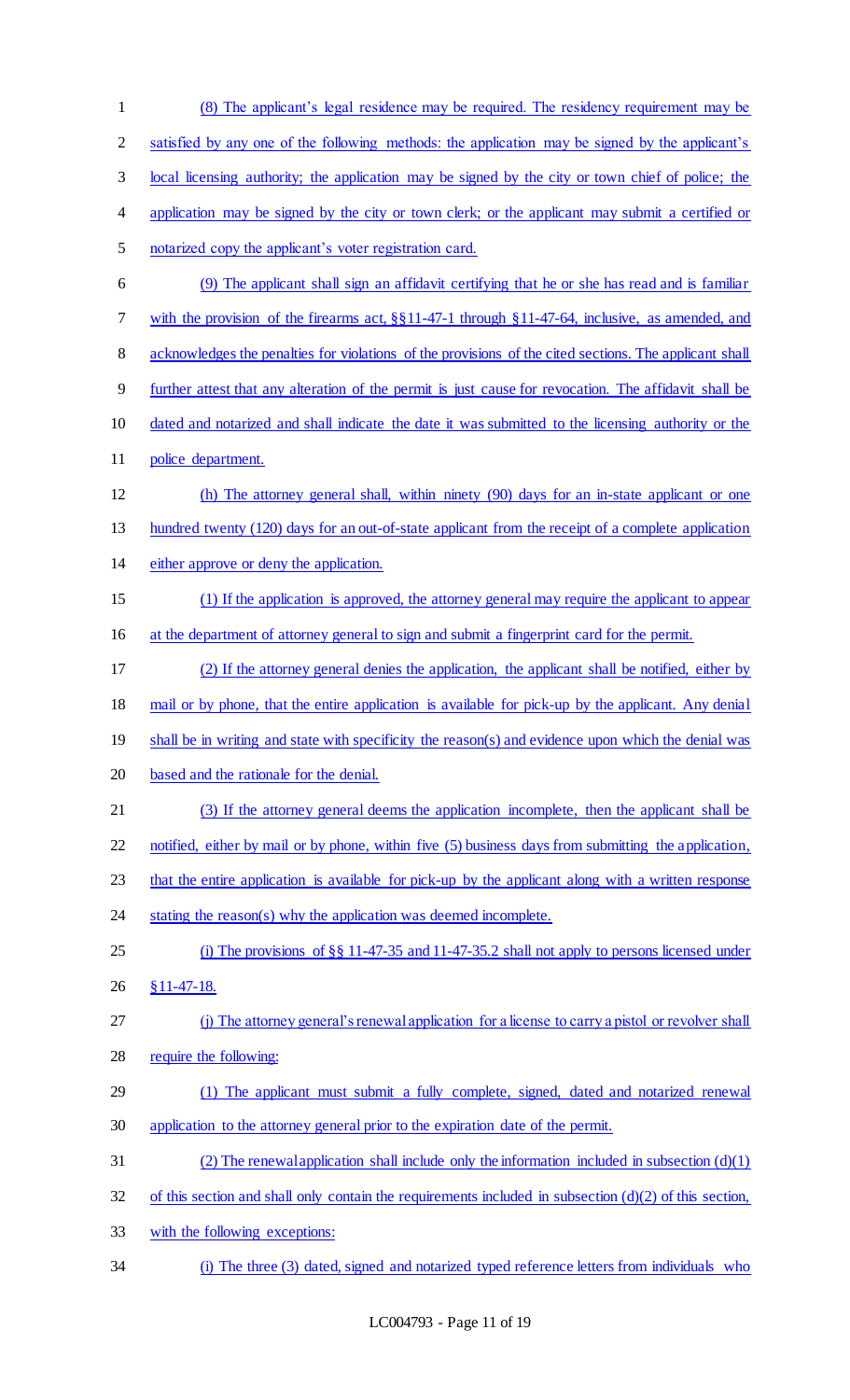(8) The applicant's legal residence may be required. The residency requirement may be satisfied by any one of the following methods: the application may be signed by the applicant's local licensing authority; the application may be signed by the city or town chief of police; the application may be signed by the city or town clerk; or the applicant may submit a certified or notarized copy the applicant's voter registration card.

(9) The applicant shall sign an affidavit certifying that he or she has read and is familiar with the provision of the firearms act, §§11-47-1 through §11-47-64, inclusive, as amended, and acknowledges the penalties for violations of the provisions of the cited sections. The applicant shall further attest that any alteration of the permit is just cause for revocation. The affidavit shall be dated and notarized and shall indicate the date it was submitted to the licensing authority or the police department.

(h) The attorney general shall, within ninety (90) days for an in-state applicant or one hundred twenty (120) days for an out-of-state applicant from the receipt of a complete application either approve or deny the application.

(1) If the application is approved, the attorney general may require the applicant to appear at the department of attorney general to sign and submit a fingerprint card for the permit.

(2) If the attorney general denies the application, the applicant shall be notified, either by mail or by phone, that the entire application is available for pick-up by the applicant. Any denial shall be in writing and state with specificity the reason(s) and evidence upon which the denial was based and the rationale for the denial.

(3) If the attorney general deems the application incomplete, then the applicant shall be notified, either by mail or by phone, within five (5) business days from submitting the application, that the entire application is available for pick-up by the applicant along with a written response stating the reason(s) why the application was deemed incomplete.

(i) The provisions of §§ 11-47-35 and 11-47-35.2 shall not apply to persons licensed under §11-47-18.

(j) The attorney general's renewal application for a license to carry a pistol or revolver shall require the following:

(1) The applicant must submit a fully complete, signed, dated and notarized renewal application to the attorney general prior to the expiration date of the permit.

(2) The renewal application shall include only the information included in subsection (d)(1) of this section and shall only contain the requirements included in subsection (d)(2) of this section, with the following exceptions:

(i) The three (3) dated, signed and notarized typed reference letters from individuals who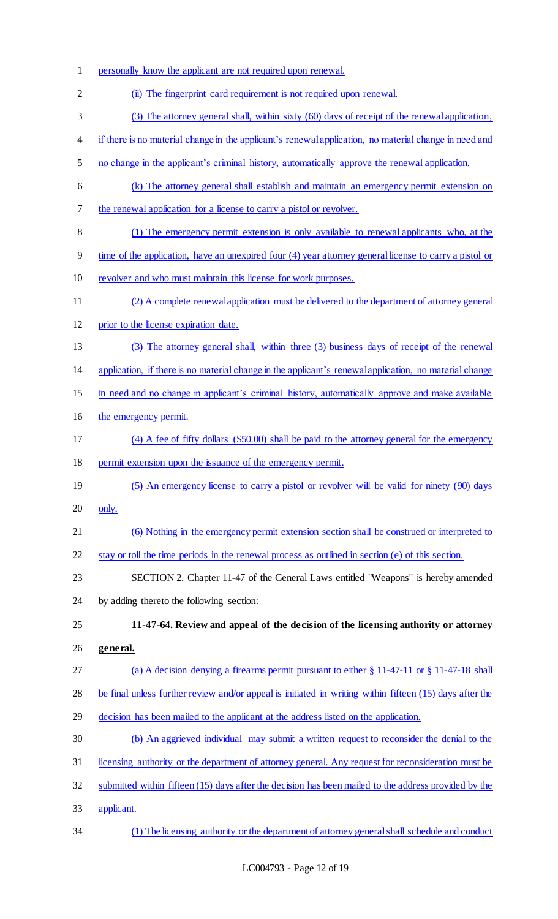personally know the applicant are not required upon renewal.

(ii) The fingerprint card requirement is not required upon renewal.

(3) The attorney general shall, within sixty (60) days of receipt of the renewal application, if there is no material change in the applicant's renewal application, no material change in need and no change in the applicant's criminal history, automatically approve the renewal application.

(k) The attorney general shall establish and maintain an emergency permit extension on the renewal application for a license to carry a pistol or revolver.

(1) The emergency permit extension is only available to renewal applicants who, at the time of the application, have an unexpired four (4) year attorney general license to carry a pistol or revolver and who must maintain this license for work purposes.

(2) A complete renewal application must be delivered to the department of attorney general prior to the license expiration date.

(3) The attorney general shall, within three (3) business days of receipt of the renewal application, if there is no material change in the applicant's renewal application, no material change in need and no change in applicant's criminal history, automatically approve and make available the emergency permit.

(4) A fee of fifty dollars ($50.00) shall be paid to the attorney general for the emergency permit extension upon the issuance of the emergency permit.

(5) An emergency license to carry a pistol or revolver will be valid for ninety (90) days only.

(6) Nothing in the emergency permit extension section shall be construed or interpreted to stay or toll the time periods in the renewal process as outlined in section (e) of this section.

SECTION 2. Chapter 11-47 of the General Laws entitled "Weapons" is hereby amended by adding thereto the following section:

**11-47-64. Review and appeal of the decision of the licensing authority or attorney general.**

(a) A decision denying a firearms permit pursuant to either § 11-47-11 or § 11-47-18 shall be final unless further review and/or appeal is initiated in writing within fifteen (15) days after the decision has been mailed to the applicant at the address listed on the application.

(b) An aggrieved individual may submit a written request to reconsider the denial to the licensing authority or the department of attorney general. Any request for reconsideration must be submitted within fifteen (15) days after the decision has been mailed to the address provided by the applicant.

(1) The licensing authority or the department of attorney general shall schedule and conduct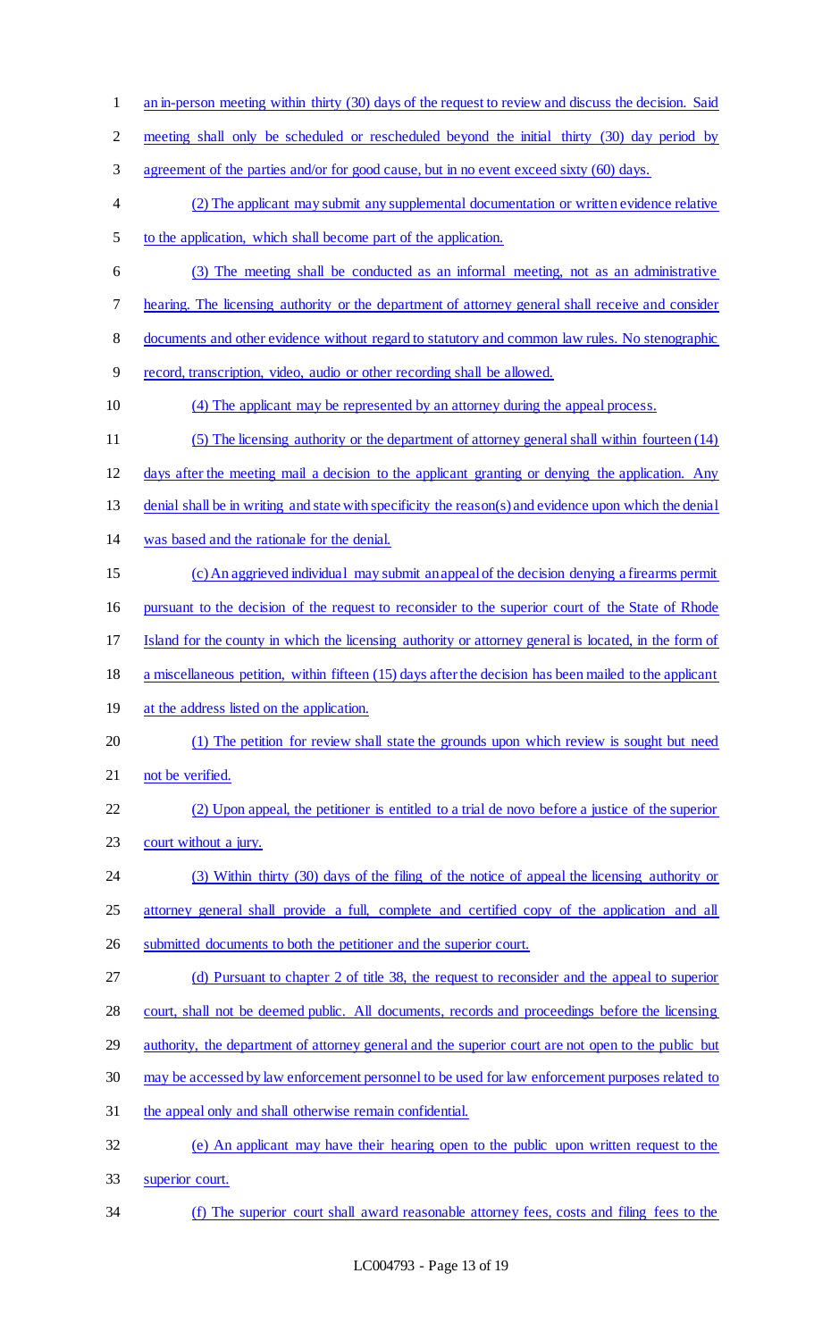an in-person meeting within thirty (30) days of the request to review and discuss the decision. Said meeting shall only be scheduled or rescheduled beyond the initial thirty (30) day period by agreement of the parties and/or for good cause, but in no event exceed sixty (60) days.

(2) The applicant may submit any supplemental documentation or written evidence relative to the application, which shall become part of the application.

(3) The meeting shall be conducted as an informal meeting, not as an administrative hearing. The licensing authority or the department of attorney general shall receive and consider documents and other evidence without regard to statutory and common law rules. No stenographic record, transcription, video, audio or other recording shall be allowed.

(4) The applicant may be represented by an attorney during the appeal process.

(5) The licensing authority or the department of attorney general shall within fourteen (14) days after the meeting mail a decision to the applicant granting or denying the application. Any denial shall be in writing and state with specificity the reason(s) and evidence upon which the denial was based and the rationale for the denial.

(c) An aggrieved individual may submit an appeal of the decision denying a firearms permit pursuant to the decision of the request to reconsider to the superior court of the State of Rhode Island for the county in which the licensing authority or attorney general is located, in the form of a miscellaneous petition, within fifteen (15) days after the decision has been mailed to the applicant at the address listed on the application.

(1) The petition for review shall state the grounds upon which review is sought but need not be verified.

(2) Upon appeal, the petitioner is entitled to a trial de novo before a justice of the superior court without a jury.

(3) Within thirty (30) days of the filing of the notice of appeal the licensing authority or attorney general shall provide a full, complete and certified copy of the application and all submitted documents to both the petitioner and the superior court.

(d) Pursuant to chapter 2 of title 38, the request to reconsider and the appeal to superior court, shall not be deemed public. All documents, records and proceedings before the licensing authority, the department of attorney general and the superior court are not open to the public but may be accessed by law enforcement personnel to be used for law enforcement purposes related to the appeal only and shall otherwise remain confidential.

(e) An applicant may have their hearing open to the public upon written request to the superior court.

(f) The superior court shall award reasonable attorney fees, costs and filing fees to the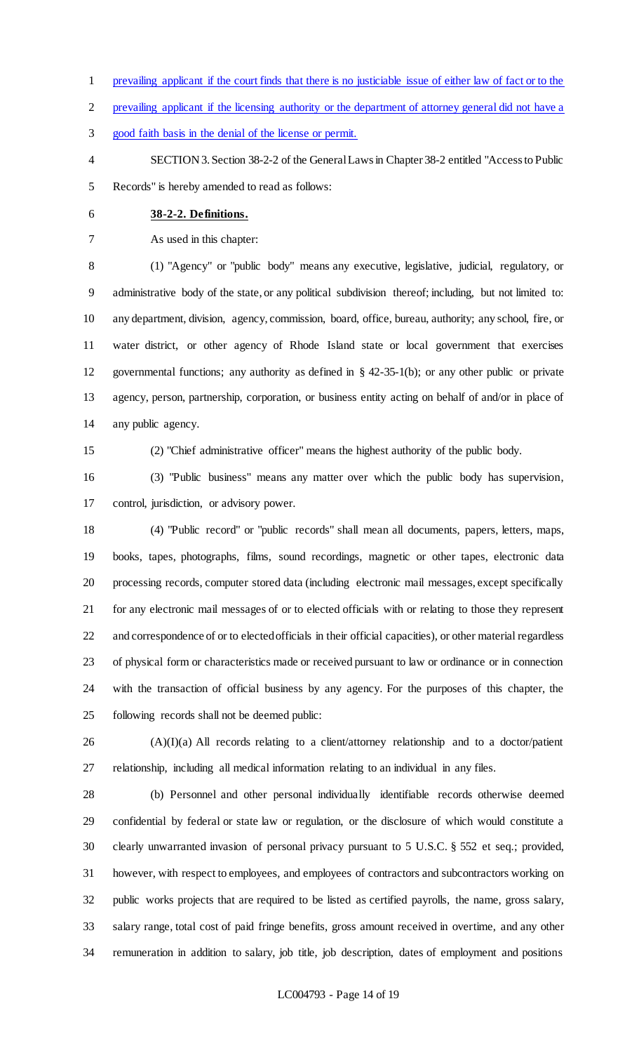prevailing applicant if the court finds that there is no justiciable issue of either law of fact or to the prevailing applicant if the licensing authority or the department of attorney general did not have a good faith basis in the denial of the license or permit.

SECTION 3. Section 38-2-2 of the General Laws in Chapter 38-2 entitled "Access to Public Records" is hereby amended to read as follows:

**38-2-2. Definitions.**

As used in this chapter:

(1) "Agency" or "public body" means any executive, legislative, judicial, regulatory, or administrative body of the state, or any political subdivision thereof; including, but not limited to: any department, division, agency, commission, board, office, bureau, authority; any school, fire, or water district, or other agency of Rhode Island state or local government that exercises governmental functions; any authority as defined in § 42-35-1(b); or any other public or private agency, person, partnership, corporation, or business entity acting on behalf of and/or in place of any public agency.

(2) "Chief administrative officer" means the highest authority of the public body.

(3) "Public business" means any matter over which the public body has supervision, control, jurisdiction, or advisory power.

(4) "Public record" or "public records" shall mean all documents, papers, letters, maps, books, tapes, photographs, films, sound recordings, magnetic or other tapes, electronic data processing records, computer stored data (including electronic mail messages, except specifically for any electronic mail messages of or to elected officials with or relating to those they represent and correspondence of or to elected officials in their official capacities), or other material regardless of physical form or characteristics made or received pursuant to law or ordinance or in connection with the transaction of official business by any agency. For the purposes of this chapter, the following records shall not be deemed public:

(A)(I)(a) All records relating to a client/attorney relationship and to a doctor/patient relationship, including all medical information relating to an individual in any files.

(b) Personnel and other personal individually identifiable records otherwise deemed confidential by federal or state law or regulation, or the disclosure of which would constitute a clearly unwarranted invasion of personal privacy pursuant to 5 U.S.C. § 552 et seq.; provided, however, with respect to employees, and employees of contractors and subcontractors working on public works projects that are required to be listed as certified payrolls, the name, gross salary, salary range, total cost of paid fringe benefits, gross amount received in overtime, and any other remuneration in addition to salary, job title, job description, dates of employment and positions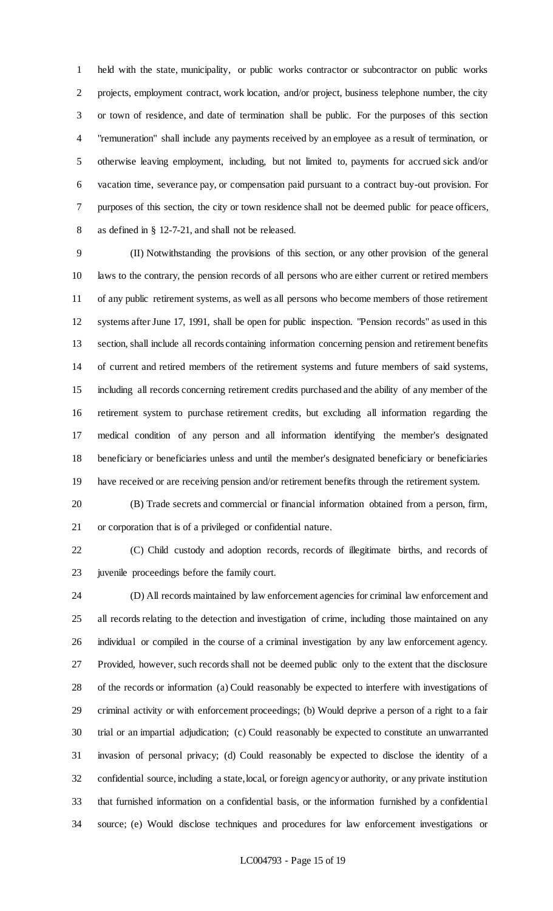held with the state, municipality, or public works contractor or subcontractor on public works projects, employment contract, work location, and/or project, business telephone number, the city or town of residence, and date of termination shall be public. For the purposes of this section "remuneration" shall include any payments received by an employee as a result of termination, or otherwise leaving employment, including, but not limited to, payments for accrued sick and/or vacation time, severance pay, or compensation paid pursuant to a contract buy-out provision. For purposes of this section, the city or town residence shall not be deemed public for peace officers, as defined in § 12-7-21, and shall not be released.

(II) Notwithstanding the provisions of this section, or any other provision of the general laws to the contrary, the pension records of all persons who are either current or retired members of any public retirement systems, as well as all persons who become members of those retirement systems after June 17, 1991, shall be open for public inspection. "Pension records" as used in this section, shall include all records containing information concerning pension and retirement benefits of current and retired members of the retirement systems and future members of said systems, including all records concerning retirement credits purchased and the ability of any member of the retirement system to purchase retirement credits, but excluding all information regarding the medical condition of any person and all information identifying the member's designated beneficiary or beneficiaries unless and until the member's designated beneficiary or beneficiaries have received or are receiving pension and/or retirement benefits through the retirement system.

(B) Trade secrets and commercial or financial information obtained from a person, firm, or corporation that is of a privileged or confidential nature.

(C) Child custody and adoption records, records of illegitimate births, and records of juvenile proceedings before the family court.

(D) All records maintained by law enforcement agencies for criminal law enforcement and all records relating to the detection and investigation of crime, including those maintained on any individual or compiled in the course of a criminal investigation by any law enforcement agency. Provided, however, such records shall not be deemed public only to the extent that the disclosure of the records or information (a) Could reasonably be expected to interfere with investigations of criminal activity or with enforcement proceedings; (b) Would deprive a person of a right to a fair trial or an impartial adjudication; (c) Could reasonably be expected to constitute an unwarranted invasion of personal privacy; (d) Could reasonably be expected to disclose the identity of a confidential source, including a state, local, or foreign agency or authority, or any private institution that furnished information on a confidential basis, or the information furnished by a confidential source; (e) Would disclose techniques and procedures for law enforcement investigations or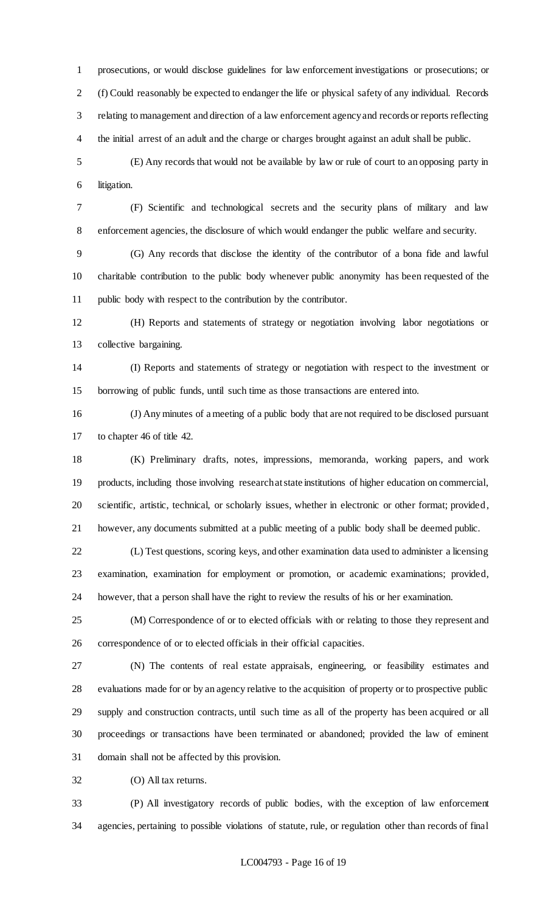prosecutions, or would disclose guidelines for law enforcement investigations or prosecutions; or (f) Could reasonably be expected to endanger the life or physical safety of any individual. Records relating to management and direction of a law enforcement agency and records or reports reflecting the initial arrest of an adult and the charge or charges brought against an adult shall be public.

(E) Any records that would not be available by law or rule of court to an opposing party in litigation.

(F) Scientific and technological secrets and the security plans of military and law enforcement agencies, the disclosure of which would endanger the public welfare and security.

(G) Any records that disclose the identity of the contributor of a bona fide and lawful charitable contribution to the public body whenever public anonymity has been requested of the public body with respect to the contribution by the contributor.

(H) Reports and statements of strategy or negotiation involving labor negotiations or collective bargaining.

(I) Reports and statements of strategy or negotiation with respect to the investment or borrowing of public funds, until such time as those transactions are entered into.

(J) Any minutes of a meeting of a public body that are not required to be disclosed pursuant to chapter 46 of title 42.

(K) Preliminary drafts, notes, impressions, memoranda, working papers, and work products, including those involving research at state institutions of higher education on commercial, scientific, artistic, technical, or scholarly issues, whether in electronic or other format; provided, however, any documents submitted at a public meeting of a public body shall be deemed public.

(L) Test questions, scoring keys, and other examination data used to administer a licensing examination, examination for employment or promotion, or academic examinations; provided, however, that a person shall have the right to review the results of his or her examination.

(M) Correspondence of or to elected officials with or relating to those they represent and correspondence of or to elected officials in their official capacities.

(N) The contents of real estate appraisals, engineering, or feasibility estimates and evaluations made for or by an agency relative to the acquisition of property or to prospective public supply and construction contracts, until such time as all of the property has been acquired or all proceedings or transactions have been terminated or abandoned; provided the law of eminent domain shall not be affected by this provision.

(O) All tax returns.

(P) All investigatory records of public bodies, with the exception of law enforcement agencies, pertaining to possible violations of statute, rule, or regulation other than records of final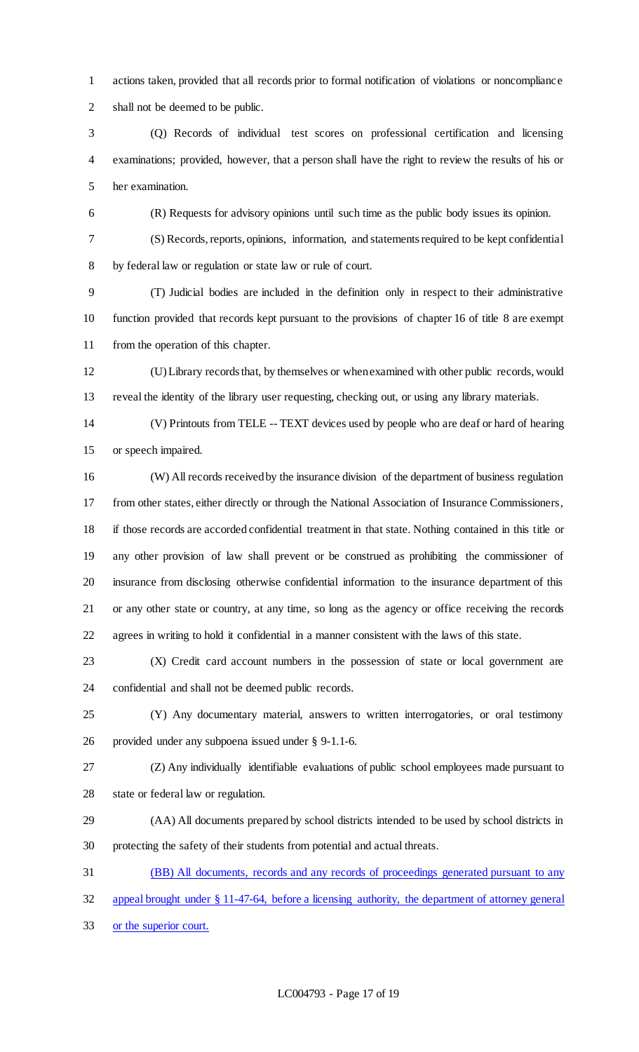actions taken, provided that all records prior to formal notification of violations or noncompliance shall not be deemed to be public.

(Q) Records of individual test scores on professional certification and licensing examinations; provided, however, that a person shall have the right to review the results of his or her examination.

(R) Requests for advisory opinions until such time as the public body issues its opinion.

(S) Records, reports, opinions, information, and statements required to be kept confidential by federal law or regulation or state law or rule of court.

(T) Judicial bodies are included in the definition only in respect to their administrative function provided that records kept pursuant to the provisions of chapter 16 of title 8 are exempt from the operation of this chapter.

(U) Library records that, by themselves or when examined with other public records, would reveal the identity of the library user requesting, checking out, or using any library materials.

(V) Printouts from TELE -- TEXT devices used by people who are deaf or hard of hearing or speech impaired.

(W) All records received by the insurance division of the department of business regulation from other states, either directly or through the National Association of Insurance Commissioners, if those records are accorded confidential treatment in that state. Nothing contained in this title or any other provision of law shall prevent or be construed as prohibiting the commissioner of insurance from disclosing otherwise confidential information to the insurance department of this or any other state or country, at any time, so long as the agency or office receiving the records agrees in writing to hold it confidential in a manner consistent with the laws of this state.

(X) Credit card account numbers in the possession of state or local government are confidential and shall not be deemed public records.

(Y) Any documentary material, answers to written interrogatories, or oral testimony provided under any subpoena issued under § 9-1.1-6.

(Z) Any individually identifiable evaluations of public school employees made pursuant to state or federal law or regulation.

(AA) All documents prepared by school districts intended to be used by school districts in protecting the safety of their students from potential and actual threats.

<u>(BB) All documents, records and any records of proceedings generated pursuant to any appeal brought under § 11-47-64, before a licensing authority, the department of attorney general or the superior court.</u>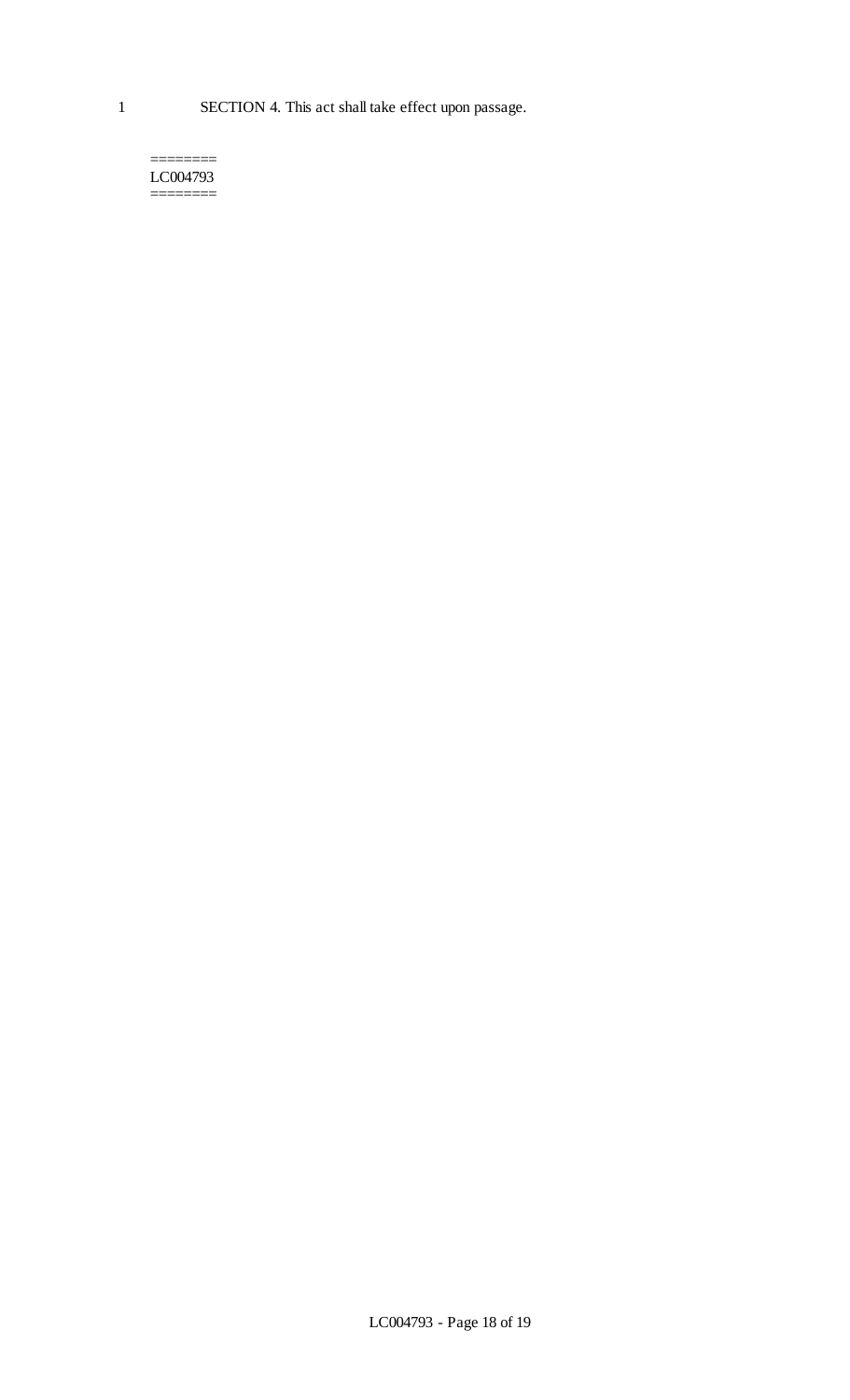SECTION 4. This act shall take effect upon passage.

========
LC004793
========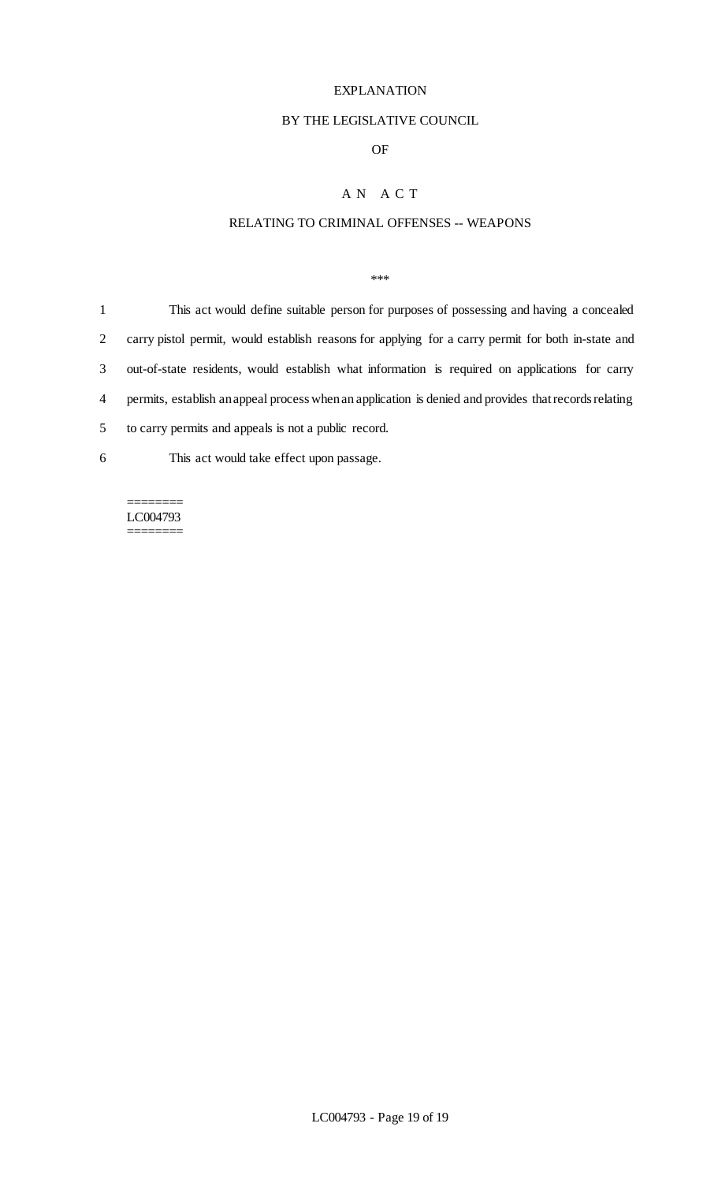EXPLANATION

BY THE LEGISLATIVE COUNCIL

OF

A N A C T

RELATING TO CRIMINAL OFFENSES -- WEAPONS

\*\*\*

This act would define suitable person for purposes of possessing and having a concealed carry pistol permit, would establish reasons for applying for a carry permit for both in-state and out-of-state residents, would establish what information is required on applications for carry permits, establish an appeal process when an application is denied and provides that records relating to carry permits and appeals is not a public record.

This act would take effect upon passage.

========
LC004793
========